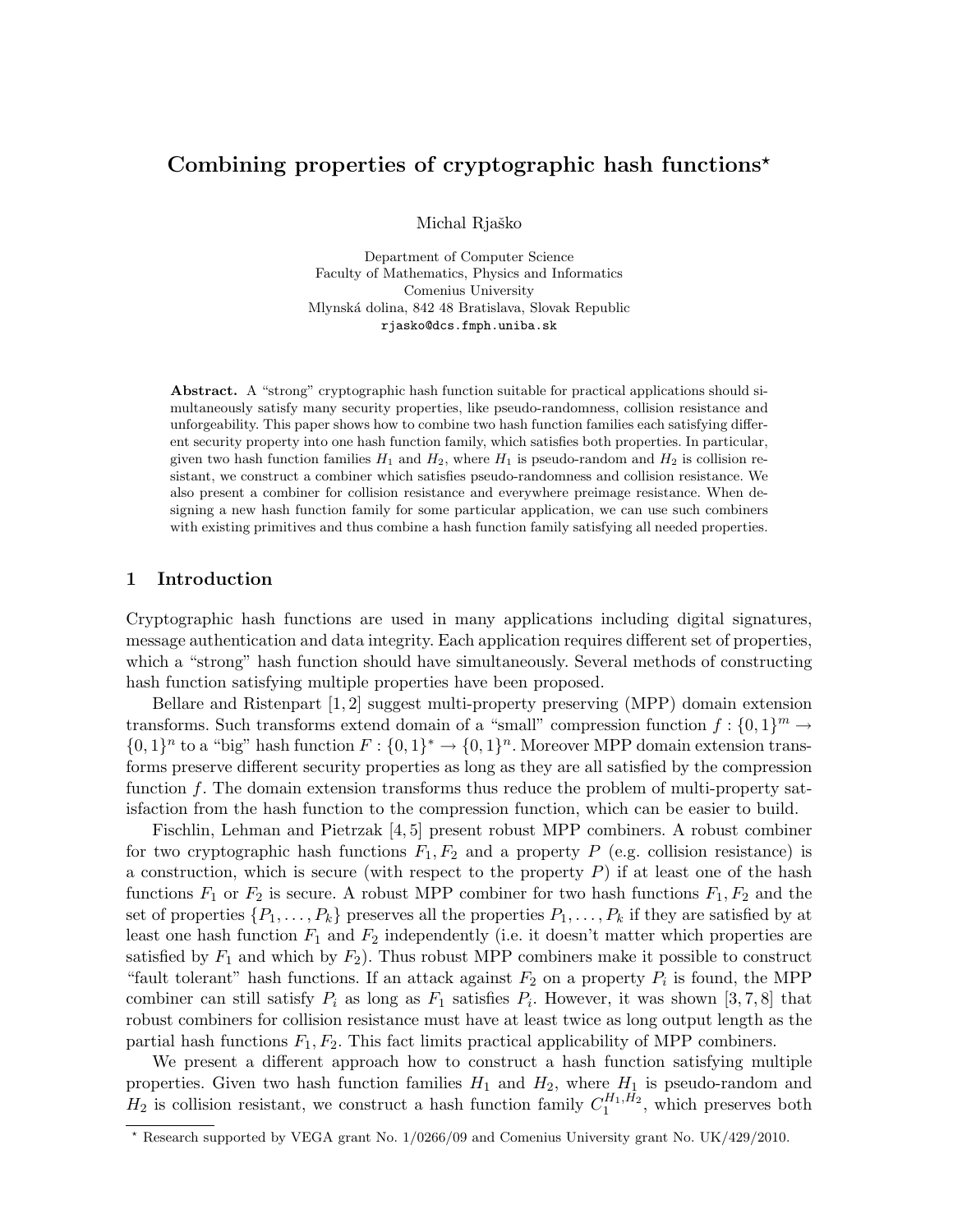# Combining properties of cryptographic hash functions*

Michal Rjaško

Department of Computer Science
Faculty of Mathematics, Physics and Informatics
Comenius University
Mlynská dolina, 842 48 Bratislava, Slovak Republic
rjasko@dcs.fmph.uniba.sk

**Abstract.** A "strong" cryptographic hash function suitable for practical applications should simultaneously satisfy many security properties, like pseudo-randomness, collision resistance and unforgeability. This paper shows how to combine two hash function families each satisfying different security property into one hash function family, which satisfies both properties. In particular, given two hash function families $H_1$ and $H_2$, where $H_1$ is pseudo-random and $H_2$ is collision resistant, we construct a combiner which satisfies pseudo-randomness and collision resistance. We also present a combiner for collision resistance and everywhere preimage resistance. When designing a new hash function family for some particular application, we can use such combiners with existing primitives and thus combine a hash function family satisfying all needed properties.

## 1 Introduction

Cryptographic hash functions are used in many applications including digital signatures, message authentication and data integrity. Each application requires different set of properties, which a "strong" hash function should have simultaneously. Several methods of constructing hash function satisfying multiple properties have been proposed.

Bellare and Ristenpart [1, 2] suggest multi-property preserving (MPP) domain extension transforms. Such transforms extend domain of a "small" compression function $f : \{0,1\}^m \rightarrow \{0,1\}^n$ to a "big" hash function $F : \{0,1\}^* \rightarrow \{0,1\}^n$. Moreover MPP domain extension transforms preserve different security properties as long as they are all satisfied by the compression function $f$. The domain extension transforms thus reduce the problem of multi-property satisfaction from the hash function to the compression function, which can be easier to build.

Fischlin, Lehman and Pietrzak [4, 5] present robust MPP combiners. A robust combiner for two cryptographic hash functions $F_1, F_2$ and a property $P$ (e.g. collision resistance) is a construction, which is secure (with respect to the property $P$) if at least one of the hash functions $F_1$ or $F_2$ is secure. A robust MPP combiner for two hash functions $F_1, F_2$ and the set of properties $\{P_1, \ldots, P_k\}$ preserves all the properties $P_1, \ldots, P_k$ if they are satisfied by at least one hash function $F_1$ and $F_2$ independently (i.e. it doesn't matter which properties are satisfied by $F_1$ and which by $F_2$). Thus robust MPP combiners make it possible to construct "fault tolerant" hash functions. If an attack against $F_2$ on a property $P_i$ is found, the MPP combiner can still satisfy $P_i$ as long as $F_1$ satisfies $P_i$. However, it was shown [3, 7, 8] that robust combiners for collision resistance must have at least twice as long output length as the partial hash functions $F_1, F_2$. This fact limits practical applicability of MPP combiners.

We present a different approach how to construct a hash function satisfying multiple properties. Given two hash function families $H_1$ and $H_2$, where $H_1$ is pseudo-random and $H_2$ is collision resistant, we construct a hash function family $C_1^{H_1,H_2}$, which preserves both

---

* Research supported by VEGA grant No. 1/0266/09 and Comenius University grant No. UK/429/2010.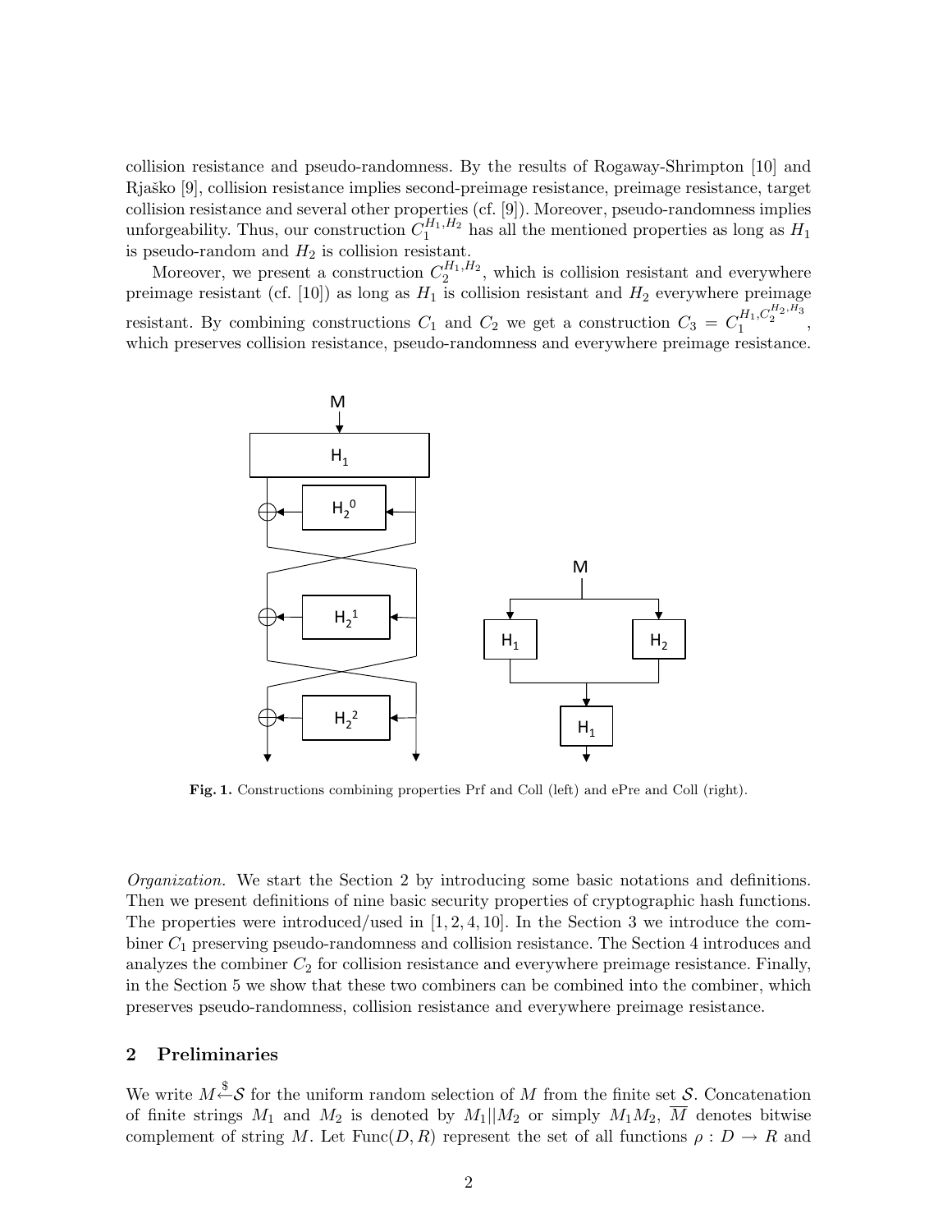collision resistance and pseudo-randomness. By the results of Rogaway-Shrimpton [10] and Rjaško [9], collision resistance implies second-preimage resistance, preimage resistance, target collision resistance and several other properties (cf. [9]). Moreover, pseudo-randomness implies unforgeability. Thus, our construction $C_1^{H_1,H_2}$ has all the mentioned properties as long as $H_1$ is pseudo-random and $H_2$ is collision resistant.

Moreover, we present a construction $C_2^{H_1,H_2}$, which is collision resistant and everywhere preimage resistant (cf. [10]) as long as $H_1$ is collision resistant and $H_2$ everywhere preimage resistant. By combining constructions $C_1$ and $C_2$ we get a construction $C_3 = C_1^{H_1,C_2^{H_2,H_3}}$, which preserves collision resistance, pseudo-randomness and everywhere preimage resistance.

**Fig. 1.** Constructions combining properties Prf and Coll (left) and ePre and Coll (right).

*Organization.* We start the Section 2 by introducing some basic notations and definitions. Then we present definitions of nine basic security properties of cryptographic hash functions. The properties were introduced/used in [1, 2, 4, 10]. In the Section 3 we introduce the combiner $C_1$ preserving pseudo-randomness and collision resistance. The Section 4 introduces and analyzes the combiner $C_2$ for collision resistance and everywhere preimage resistance. Finally, in the Section 5 we show that these two combiners can be combined into the combiner, which preserves pseudo-randomness, collision resistance and everywhere preimage resistance.

## 2 Preliminaries

We write $M \xleftarrow{\$} \mathcal{S}$ for the uniform random selection of $M$ from the finite set $\mathcal{S}$. Concatenation of finite strings $M_1$ and $M_2$ is denoted by $M_1||M_2$ or simply $M_1M_2$, $\overline{M}$ denotes bitwise complement of string $M$. Let $\mathrm{Func}(D, R)$ represent the set of all functions $\rho : D \rightarrow R$ and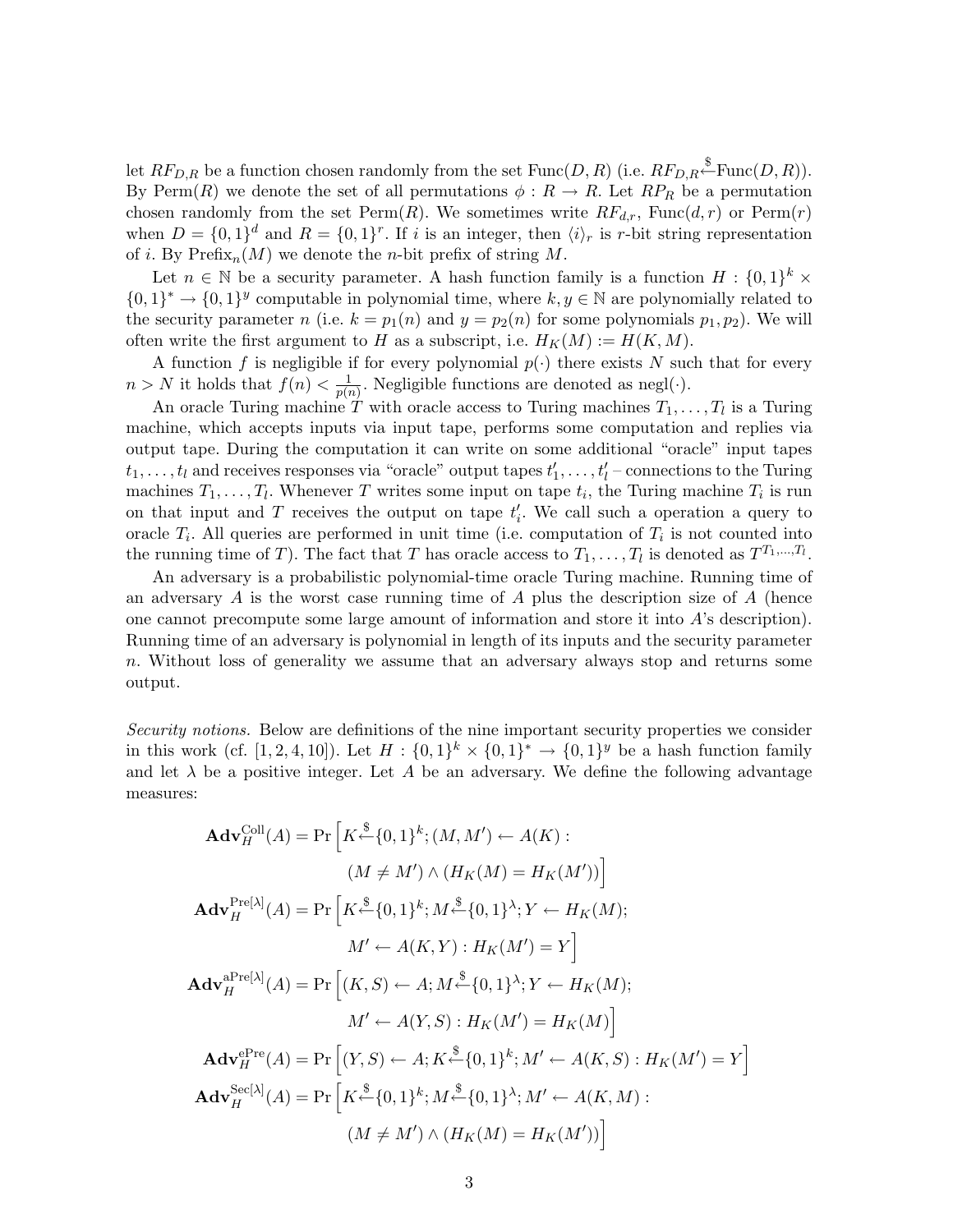let $RF_{D,R}$ be a function chosen randomly from the set $\text{Func}(D, R)$ (i.e. $RF_{D,R} \xleftarrow{\$} \text{Func}(D, R)$). By $\text{Perm}(R)$ we denote the set of all permutations $\phi : R \to R$. Let $RP_R$ be a permutation chosen randomly from the set $\text{Perm}(R)$. We sometimes write $RF_{d,r}$, $\text{Func}(d, r)$ or $\text{Perm}(r)$ when $D = \{0,1\}^d$ and $R = \{0,1\}^r$. If $i$ is an integer, then $\langle i \rangle_r$ is $r$-bit string representation of $i$. By $\text{Prefix}_n(M)$ we denote the $n$-bit prefix of string $M$.

Let $n \in \mathbb{N}$ be a security parameter. A hash function family is a function $H : \{0,1\}^k \times \{0,1\}^* \to \{0,1\}^y$ computable in polynomial time, where $k, y \in \mathbb{N}$ are polynomially related to the security parameter $n$ (i.e. $k = p_1(n)$ and $y = p_2(n)$ for some polynomials $p_1, p_2$). We will often write the first argument to $H$ as a subscript, i.e. $H_K(M) := H(K, M)$.

A function $f$ is negligible if for every polynomial $p(\cdot)$ there exists $N$ such that for every $n > N$ it holds that $f(n) < \frac{1}{p(n)}$. Negligible functions are denoted as $\text{negl}(\cdot)$.

An oracle Turing machine $T$ with oracle access to Turing machines $T_1, \ldots, T_l$ is a Turing machine, which accepts inputs via input tape, performs some computation and replies via output tape. During the computation it can write on some additional "oracle" input tapes $t_1, \ldots, t_l$ and receives responses via "oracle" output tapes $t'_1, \ldots, t'_l$ – connections to the Turing machines $T_1, \ldots, T_l$. Whenever $T$ writes some input on tape $t_i$, the Turing machine $T_i$ is run on that input and $T$ receives the output on tape $t'_i$. We call such a operation a query to oracle $T_i$. All queries are performed in unit time (i.e. computation of $T_i$ is not counted into the running time of $T$). The fact that $T$ has oracle access to $T_1, \ldots, T_l$ is denoted as $T^{T_1,\ldots,T_l}$.

An adversary is a probabilistic polynomial-time oracle Turing machine. Running time of an adversary $A$ is the worst case running time of $A$ plus the description size of $A$ (hence one cannot precompute some large amount of information and store it into $A$'s description). Running time of an adversary is polynomial in length of its inputs and the security parameter $n$. Without loss of generality we assume that an adversary always stop and returns some output.

*Security notions.* Below are definitions of the nine important security properties we consider in this work (cf. [1, 2, 4, 10]). Let $H : \{0,1\}^k \times \{0,1\}^* \to \{0,1\}^y$ be a hash function family and let $\lambda$ be a positive integer. Let $A$ be an adversary. We define the following advantage measures:

$$\mathbf{Adv}_H^{\text{Coll}}(A) = \Pr\Big[K \xleftarrow{\$} \{0,1\}^k; (M, M') \leftarrow A(K) : (M \neq M') \wedge (H_K(M) = H_K(M'))\Big]$$

$$\mathbf{Adv}_H^{\text{Pre}[\lambda]}(A) = \Pr\Big[K \xleftarrow{\$} \{0,1\}^k; M \xleftarrow{\$} \{0,1\}^\lambda; Y \leftarrow H_K(M); M' \leftarrow A(K, Y) : H_K(M') = Y\Big]$$

$$\mathbf{Adv}_H^{\text{aPre}[\lambda]}(A) = \Pr\Big[(K, S) \leftarrow A; M \xleftarrow{\$} \{0,1\}^\lambda; Y \leftarrow H_K(M); M' \leftarrow A(Y, S) : H_K(M') = H_K(M)\Big]$$

$$\mathbf{Adv}_H^{\text{ePre}}(A) = \Pr\Big[(Y, S) \leftarrow A; K \xleftarrow{\$} \{0,1\}^k; M' \leftarrow A(K, S) : H_K(M') = Y\Big]$$

$$\mathbf{Adv}_H^{\text{Sec}[\lambda]}(A) = \Pr\Big[K \xleftarrow{\$} \{0,1\}^k; M \xleftarrow{\$} \{0,1\}^\lambda; M' \leftarrow A(K, M) : (M \neq M') \wedge (H_K(M) = H_K(M'))\Big]$$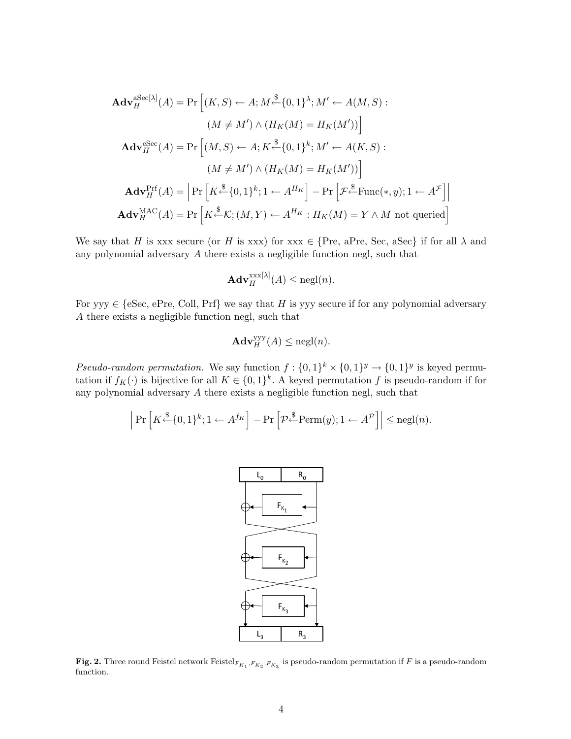$$\mathbf{Adv}_H^{\text{aSec}[\lambda]}(A) = \Pr\Big[(K, S) \leftarrow A; M \overset{\$}{\leftarrow} \{0,1\}^\lambda; M' \leftarrow A(M, S) :$$
$$(M \neq M') \wedge (H_K(M) = H_K(M'))\Big]$$

$$\mathbf{Adv}_H^{\text{eSec}}(A) = \Pr\Big[(M, S) \leftarrow A; K \overset{\$}{\leftarrow} \{0,1\}^k; M' \leftarrow A(K, S) :$$
$$(M \neq M') \wedge (H_K(M) = H_K(M'))\Big]$$

$$\mathbf{Adv}_H^{\text{Prf}}(A) = \Big| \Pr\Big[K \overset{\$}{\leftarrow} \{0,1\}^k; 1 \leftarrow A^{H_K}\Big] - \Pr\Big[\mathcal{F} \overset{\$}{\leftarrow} \text{Func}(*, y); 1 \leftarrow A^{\mathcal{F}}\Big]\Big|$$

$$\mathbf{Adv}_H^{\text{MAC}}(A) = \Pr\Big[K \overset{\$}{\leftarrow} \mathcal{K}; (M, Y) \leftarrow A^{H_K} : H_K(M) = Y \wedge M \text{ not queried}\Big]$$

We say that $H$ is xxx secure (or $H$ is xxx) for xxx $\in$ {Pre, aPre, Sec, aSec} if for all $\lambda$ and any polynomial adversary $A$ there exists a negligible function negl, such that

$$\mathbf{Adv}_H^{\text{xxx}[\lambda]}(A) \leq \text{negl}(n).$$

For yyy $\in$ {eSec, ePre, Coll, Prf} we say that $H$ is yyy secure if for any polynomial adversary $A$ there exists a negligible function negl, such that

$$\mathbf{Adv}_H^{\text{yyy}}(A) \leq \text{negl}(n).$$

*Pseudo-random permutation.* We say function $f : \{0,1\}^k \times \{0,1\}^y \rightarrow \{0,1\}^y$ is keyed permutation if $f_K(\cdot)$ is bijective for all $K \in \{0,1\}^k$. A keyed permutation $f$ is pseudo-random if for any polynomial adversary $A$ there exists a negligible function negl, such that

$$\Big| \Pr\Big[K \overset{\$}{\leftarrow} \{0,1\}^k; 1 \leftarrow A^{f_K}\Big] - \Pr\Big[\mathcal{P} \overset{\$}{\leftarrow} \text{Perm}(y); 1 \leftarrow A^{\mathcal{P}}\Big]\Big| \leq \text{negl}(n).$$

**Fig. 2.** Three round Feistel network $\text{Feistel}_{F_{K_1}, F_{K_2}, F_{K_3}}$ is pseudo-random permutation if $F$ is a pseudo-random function.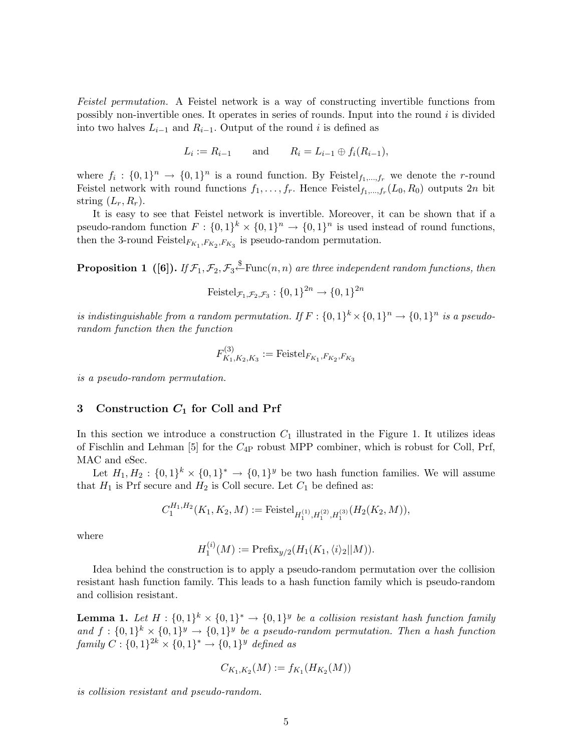*Feistel permutation.* A Feistel network is a way of constructing invertible functions from possibly non-invertible ones. It operates in series of rounds. Input into the round $i$ is divided into two halves $L_{i-1}$ and $R_{i-1}$. Output of the round $i$ is defined as

$$L_i := R_{i-1} \qquad \text{and} \qquad R_i = L_{i-1} \oplus f_i(R_{i-1}),$$

where $f_i : \{0,1\}^n \to \{0,1\}^n$ is a round function. By $\text{Feistel}_{f_1,\ldots,f_r}$ we denote the $r$-round Feistel network with round functions $f_1, \ldots, f_r$. Hence $\text{Feistel}_{f_1,\ldots,f_r}(L_0, R_0)$ outputs $2n$ bit string $(L_r, R_r)$.

It is easy to see that Feistel network is invertible. Moreover, it can be shown that if a pseudo-random function $F : \{0,1\}^k \times \{0,1\}^n \to \{0,1\}^n$ is used instead of round functions, then the 3-round $\text{Feistel}_{F_{K_1},F_{K_2},F_{K_3}}$ is pseudo-random permutation.

**Proposition 1 ([6]).** *If $\mathcal{F}_1, \mathcal{F}_2, \mathcal{F}_3 \xleftarrow{\$} \text{Func}(n,n)$ are three independent random functions, then*

$$\text{Feistel}_{\mathcal{F}_1,\mathcal{F}_2,\mathcal{F}_3} : \{0,1\}^{2n} \to \{0,1\}^{2n}$$

*is indistinguishable from a random permutation. If $F : \{0,1\}^k \times \{0,1\}^n \to \{0,1\}^n$ is a pseudo-random function then the function*

$$F^{(3)}_{K_1,K_2,K_3} := \text{Feistel}_{F_{K_1},F_{K_2},F_{K_3}}$$

*is a pseudo-random permutation.*

## 3 Construction $C_1$ for Coll and Prf

In this section we introduce a construction $C_1$ illustrated in the Figure 1. It utilizes ideas of Fischlin and Lehman [5] for the $C_{4\text{P}}$ robust MPP combiner, which is robust for Coll, Prf, MAC and eSec.

Let $H_1, H_2 : \{0,1\}^k \times \{0,1\}^* \to \{0,1\}^y$ be two hash function families. We will assume that $H_1$ is Prf secure and $H_2$ is Coll secure. Let $C_1$ be defined as:

$$C_1^{H_1,H_2}(K_1, K_2, M) := \text{Feistel}_{H_1^{(1)},H_1^{(2)},H_1^{(3)}}(H_2(K_2, M)),$$

where

$$H_1^{(i)}(M) := \text{Prefix}_{y/2}(H_1(K_1, \langle i \rangle_2 || M)).$$

Idea behind the construction is to apply a pseudo-random permutation over the collision resistant hash function family. This leads to a hash function family which is pseudo-random and collision resistant.

**Lemma 1.** *Let $H : \{0,1\}^k \times \{0,1\}^* \to \{0,1\}^y$ be a collision resistant hash function family and $f : \{0,1\}^k \times \{0,1\}^y \to \{0,1\}^y$ be a pseudo-random permutation. Then a hash function family $C : \{0,1\}^{2k} \times \{0,1\}^* \to \{0,1\}^y$ defined as*

$$C_{K_1,K_2}(M) := f_{K_1}(H_{K_2}(M))$$

*is collision resistant and pseudo-random.*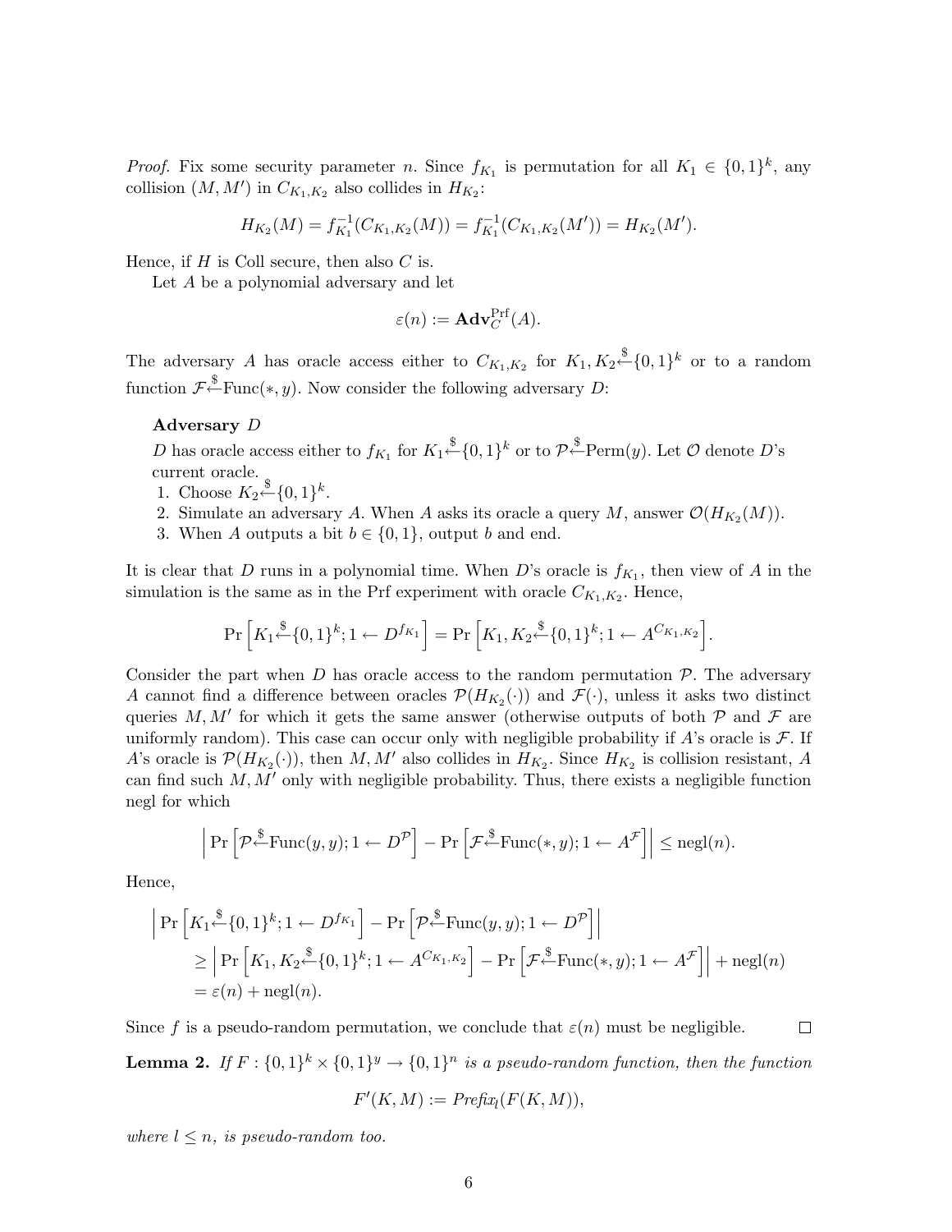*Proof.* Fix some security parameter $n$. Since $f_{K_1}$ is permutation for all $K_1 \in \{0,1\}^k$, any collision $(M, M')$ in $C_{K_1,K_2}$ also collides in $H_{K_2}$:

$$H_{K_2}(M) = f_{K_1}^{-1}(C_{K_1,K_2}(M)) = f_{K_1}^{-1}(C_{K_1,K_2}(M')) = H_{K_2}(M').$$

Hence, if $H$ is Coll secure, then also $C$ is.

Let $A$ be a polynomial adversary and let

$$\varepsilon(n) := \mathbf{Adv}_C^{\mathrm{Prf}}(A).$$

The adversary $A$ has oracle access either to $C_{K_1,K_2}$ for $K_1, K_2 \stackrel{\$}{\leftarrow} \{0,1\}^k$ or to a random function $\mathcal{F} \stackrel{\$}{\leftarrow} \mathrm{Func}(*, y)$. Now consider the following adversary $D$:

**Adversary** $D$

$D$ has oracle access either to $f_{K_1}$ for $K_1 \stackrel{\$}{\leftarrow} \{0,1\}^k$ or to $\mathcal{P} \stackrel{\$}{\leftarrow} \mathrm{Perm}(y)$. Let $\mathcal{O}$ denote $D$'s current oracle.

1. Choose $K_2 \stackrel{\$}{\leftarrow} \{0,1\}^k$.
2. Simulate an adversary $A$. When $A$ asks its oracle a query $M$, answer $\mathcal{O}(H_{K_2}(M))$.
3. When $A$ outputs a bit $b \in \{0,1\}$, output $b$ and end.

It is clear that $D$ runs in a polynomial time. When $D$'s oracle is $f_{K_1}$, then view of $A$ in the simulation is the same as in the Prf experiment with oracle $C_{K_1,K_2}$. Hence,

$$\Pr\left[K_1 \stackrel{\$}{\leftarrow} \{0,1\}^k; 1 \leftarrow D^{f_{K_1}}\right] = \Pr\left[K_1, K_2 \stackrel{\$}{\leftarrow} \{0,1\}^k; 1 \leftarrow A^{C_{K_1,K_2}}\right].$$

Consider the part when $D$ has oracle access to the random permutation $\mathcal{P}$. The adversary $A$ cannot find a difference between oracles $\mathcal{P}(H_{K_2}(\cdot))$ and $\mathcal{F}(\cdot)$, unless it asks two distinct queries $M, M'$ for which it gets the same answer (otherwise outputs of both $\mathcal{P}$ and $\mathcal{F}$ are uniformly random). This case can occur only with negligible probability if $A$'s oracle is $\mathcal{F}$. If $A$'s oracle is $\mathcal{P}(H_{K_2}(\cdot))$, then $M, M'$ also collides in $H_{K_2}$. Since $H_{K_2}$ is collision resistant, $A$ can find such $M, M'$ only with negligible probability. Thus, there exists a negligible function negl for which

$$\left| \Pr\left[\mathcal{P} \stackrel{\$}{\leftarrow} \mathrm{Func}(y,y); 1 \leftarrow D^{\mathcal{P}}\right] - \Pr\left[\mathcal{F} \stackrel{\$}{\leftarrow} \mathrm{Func}(*,y); 1 \leftarrow A^{\mathcal{F}}\right] \right| \leq \mathrm{negl}(n).$$

Hence,

$$\begin{aligned}
&\left| \Pr\left[K_1 \stackrel{\$}{\leftarrow} \{0,1\}^k; 1 \leftarrow D^{f_{K_1}}\right] - \Pr\left[\mathcal{P} \stackrel{\$}{\leftarrow} \mathrm{Func}(y,y); 1 \leftarrow D^{\mathcal{P}}\right] \right| \\
&\quad \geq \left| \Pr\left[K_1, K_2 \stackrel{\$}{\leftarrow} \{0,1\}^k; 1 \leftarrow A^{C_{K_1,K_2}}\right] - \Pr\left[\mathcal{F} \stackrel{\$}{\leftarrow} \mathrm{Func}(*,y); 1 \leftarrow A^{\mathcal{F}}\right] \right| + \mathrm{negl}(n) \\
&\quad = \varepsilon(n) + \mathrm{negl}(n).
\end{aligned}$$

Since $f$ is a pseudo-random permutation, we conclude that $\varepsilon(n)$ must be negligible. ◻

**Lemma 2.** *If $F : \{0,1\}^k \times \{0,1\}^y \to \{0,1\}^n$ is a pseudo-random function, then the function*

$$F'(K, M) := \mathit{Prefix}_l(F(K, M)),$$

*where $l \leq n$, is pseudo-random too.*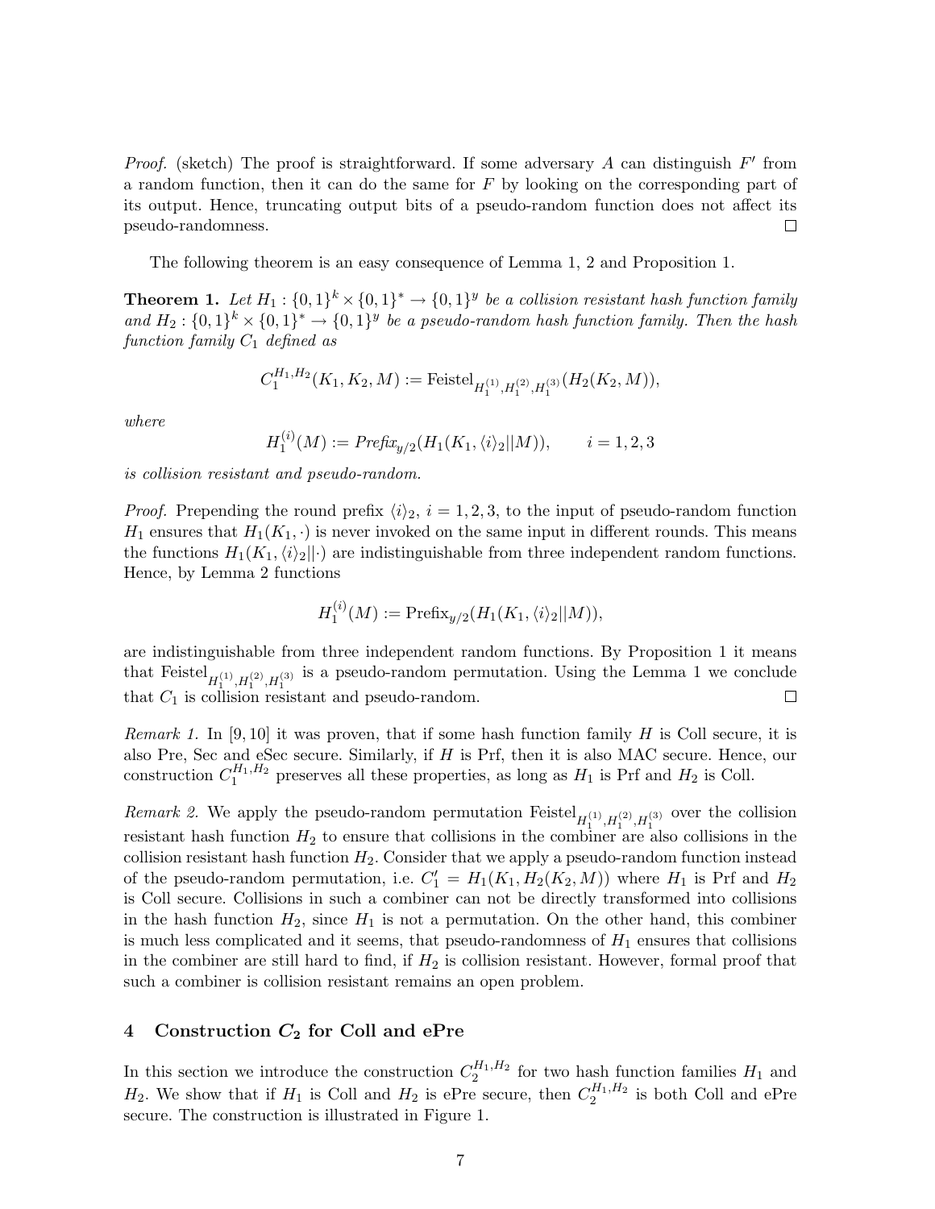*Proof.* (sketch) The proof is straightforward. If some adversary $A$ can distinguish $F'$ from a random function, then it can do the same for $F$ by looking on the corresponding part of its output. Hence, truncating output bits of a pseudo-random function does not affect its pseudo-randomness. □

The following theorem is an easy consequence of Lemma 1, 2 and Proposition 1.

**Theorem 1.** *Let $H_1 : \{0,1\}^k \times \{0,1\}^* \to \{0,1\}^y$ be a collision resistant hash function family and $H_2 : \{0,1\}^k \times \{0,1\}^* \to \{0,1\}^y$ be a pseudo-random hash function family. Then the hash function family $C_1$ defined as*

$$C_1^{H_1,H_2}(K_1, K_2, M) := \text{Feistel}_{H_1^{(1)},H_1^{(2)},H_1^{(3)}}(H_2(K_2, M)),$$

*where*

$$H_1^{(i)}(M) := \mathit{Prefix}_{y/2}(H_1(K_1, \langle i \rangle_2 || M)), \qquad i = 1, 2, 3$$

*is collision resistant and pseudo-random.*

*Proof.* Prepending the round prefix $\langle i \rangle_2$, $i = 1, 2, 3$, to the input of pseudo-random function $H_1$ ensures that $H_1(K_1, \cdot)$ is never invoked on the same input in different rounds. This means the functions $H_1(K_1, \langle i \rangle_2 || \cdot)$ are indistinguishable from three independent random functions. Hence, by Lemma 2 functions

$$H_1^{(i)}(M) := \text{Prefix}_{y/2}(H_1(K_1, \langle i \rangle_2 || M)),$$

are indistinguishable from three independent random functions. By Proposition 1 it means that $\text{Feistel}_{H_1^{(1)},H_1^{(2)},H_1^{(3)}}$ is a pseudo-random permutation. Using the Lemma 1 we conclude that $C_1$ is collision resistant and pseudo-random. □

*Remark 1.* In [9, 10] it was proven, that if some hash function family $H$ is Coll secure, it is also Pre, Sec and eSec secure. Similarly, if $H$ is Prf, then it is also MAC secure. Hence, our construction $C_1^{H_1,H_2}$ preserves all these properties, as long as $H_1$ is Prf and $H_2$ is Coll.

*Remark 2.* We apply the pseudo-random permutation $\text{Feistel}_{H_1^{(1)},H_1^{(2)},H_1^{(3)}}$ over the collision resistant hash function $H_2$ to ensure that collisions in the combiner are also collisions in the collision resistant hash function $H_2$. Consider that we apply a pseudo-random function instead of the pseudo-random permutation, i.e. $C_1' = H_1(K_1, H_2(K_2, M))$ where $H_1$ is Prf and $H_2$ is Coll secure. Collisions in such a combiner can not be directly transformed into collisions in the hash function $H_2$, since $H_1$ is not a permutation. On the other hand, this combiner is much less complicated and it seems, that pseudo-randomness of $H_1$ ensures that collisions in the combiner are still hard to find, if $H_2$ is collision resistant. However, formal proof that such a combiner is collision resistant remains an open problem.

## 4 Construction $C_2$ for Coll and ePre

In this section we introduce the construction $C_2^{H_1,H_2}$ for two hash function families $H_1$ and $H_2$. We show that if $H_1$ is Coll and $H_2$ is ePre secure, then $C_2^{H_1,H_2}$ is both Coll and ePre secure. The construction is illustrated in Figure 1.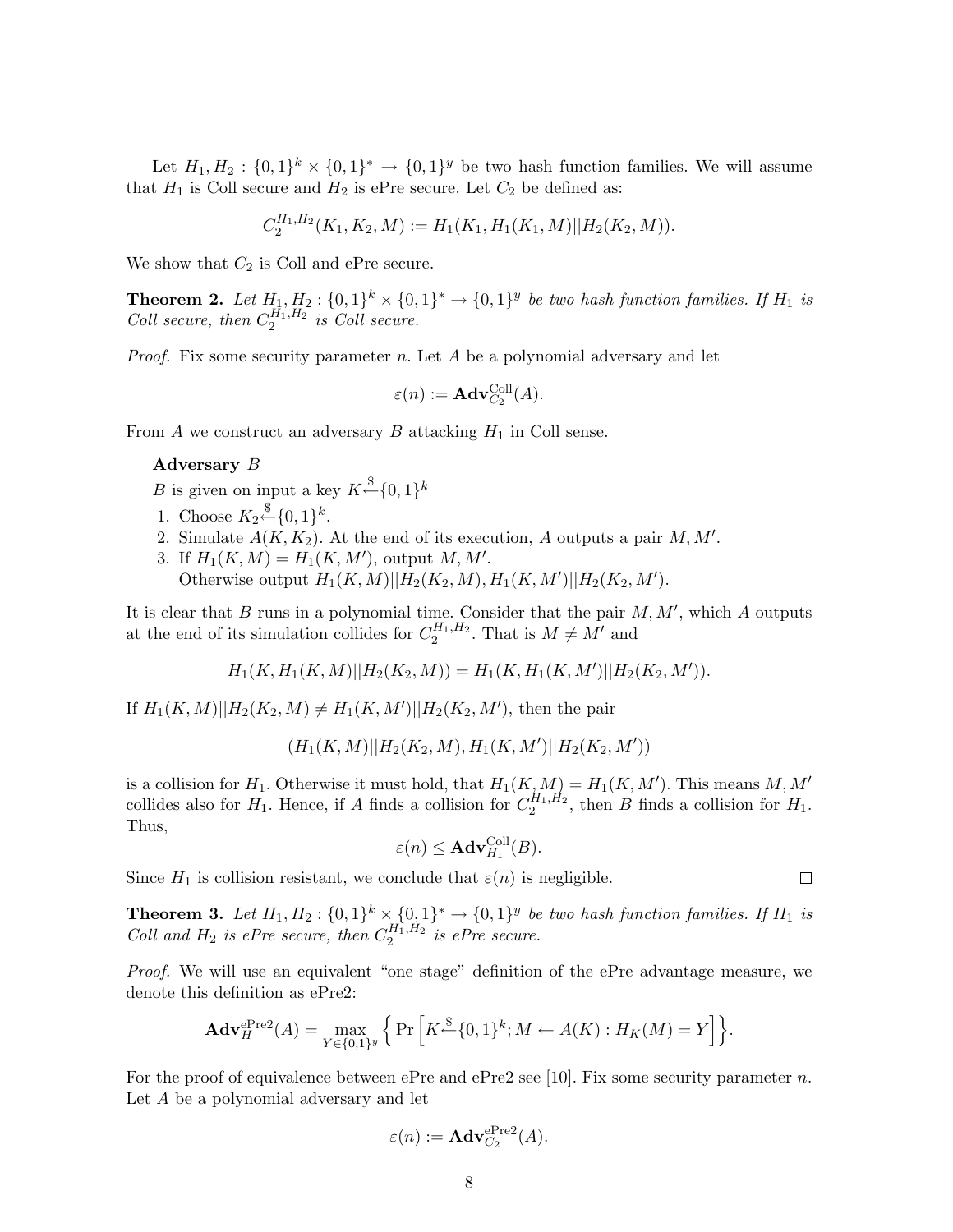Let $H_1, H_2 : \{0,1\}^k \times \{0,1\}^* \to \{0,1\}^y$ be two hash function families. We will assume that $H_1$ is Coll secure and $H_2$ is ePre secure. Let $C_2$ be defined as:

$$C_2^{H_1,H_2}(K_1, K_2, M) := H_1(K_1, H_1(K_1, M)||H_2(K_2, M)).$$

We show that $C_2$ is Coll and ePre secure.

**Theorem 2.** *Let $H_1, H_2 : \{0,1\}^k \times \{0,1\}^* \to \{0,1\}^y$ be two hash function families. If $H_1$ is Coll secure, then $C_2^{H_1,H_2}$ is Coll secure.*

*Proof.* Fix some security parameter $n$. Let $A$ be a polynomial adversary and let

$$\varepsilon(n) := \mathbf{Adv}_{C_2}^{\mathrm{Coll}}(A).$$

From $A$ we construct an adversary $B$ attacking $H_1$ in Coll sense.

**Adversary** $B$

$B$ is given on input a key $K \xleftarrow{\$} \{0,1\}^k$

1. Choose $K_2 \xleftarrow{\$} \{0,1\}^k$.
2. Simulate $A(K, K_2)$. At the end of its execution, $A$ outputs a pair $M, M'$.
3. If $H_1(K, M) = H_1(K, M')$, output $M, M'$.
   Otherwise output $H_1(K, M)||H_2(K_2, M), H_1(K, M')||H_2(K_2, M')$.

It is clear that $B$ runs in a polynomial time. Consider that the pair $M, M'$, which $A$ outputs at the end of its simulation collides for $C_2^{H_1,H_2}$. That is $M \neq M'$ and

$$H_1(K, H_1(K, M)||H_2(K_2, M)) = H_1(K, H_1(K, M')||H_2(K_2, M')).$$

If $H_1(K, M)||H_2(K_2, M) \neq H_1(K, M')||H_2(K_2, M')$, then the pair

$$(H_1(K, M)||H_2(K_2, M), H_1(K, M')||H_2(K_2, M'))$$

is a collision for $H_1$. Otherwise it must hold, that $H_1(K, M) = H_1(K, M')$. This means $M, M'$ collides also for $H_1$. Hence, if $A$ finds a collision for $C_2^{H_1,H_2}$, then $B$ finds a collision for $H_1$. Thus,

$$\varepsilon(n) \leq \mathbf{Adv}_{H_1}^{\mathrm{Coll}}(B).$$

Since $H_1$ is collision resistant, we conclude that $\varepsilon(n)$ is negligible. □

**Theorem 3.** *Let $H_1, H_2 : \{0,1\}^k \times \{0,1\}^* \to \{0,1\}^y$ be two hash function families. If $H_1$ is Coll and $H_2$ is ePre secure, then $C_2^{H_1,H_2}$ is ePre secure.*

*Proof.* We will use an equivalent "one stage" definition of the ePre advantage measure, we denote this definition as ePre2:

$$\mathbf{Adv}_H^{\mathrm{ePre2}}(A) = \max_{Y \in \{0,1\}^y} \Big\{ \Pr\Big[K \xleftarrow{\$} \{0,1\}^k; M \leftarrow A(K) : H_K(M) = Y\Big]\Big\}.$$

For the proof of equivalence between ePre and ePre2 see [10]. Fix some security parameter $n$. Let $A$ be a polynomial adversary and let

$$\varepsilon(n) := \mathbf{Adv}_{C_2}^{\mathrm{ePre2}}(A).$$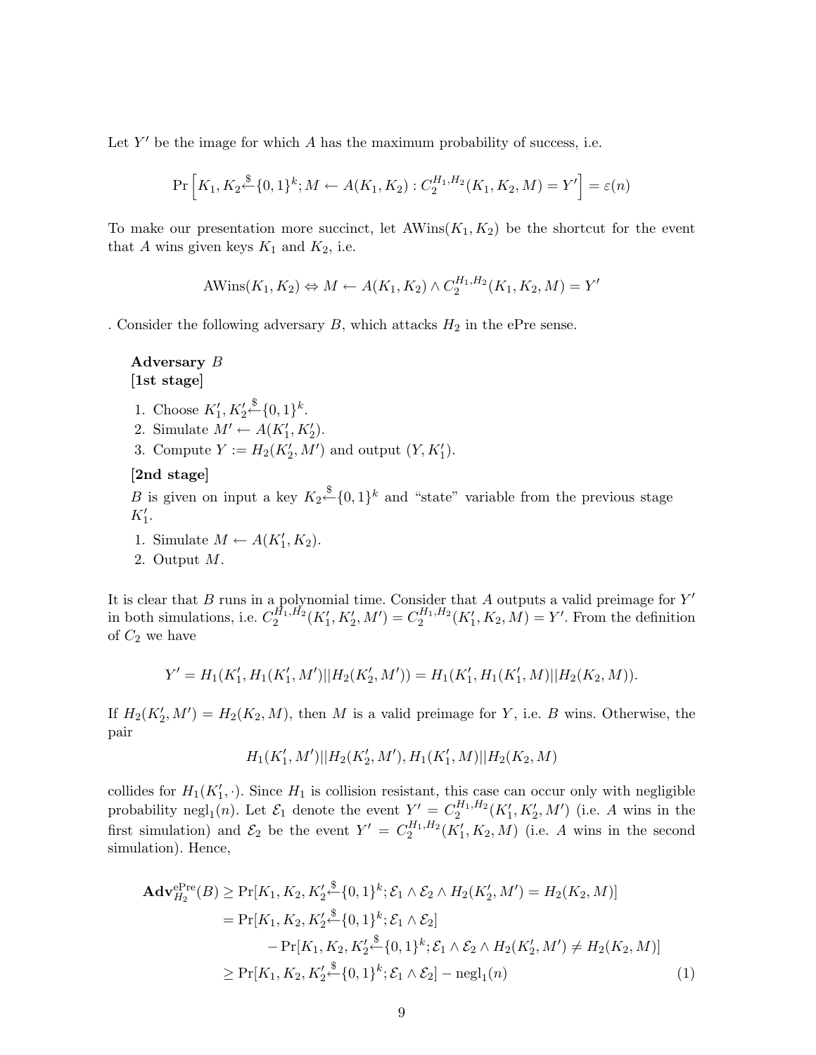Let $Y'$ be the image for which $A$ has the maximum probability of success, i.e.

$$\Pr\left[K_1, K_2 \xleftarrow{\$} \{0,1\}^k; M \leftarrow A(K_1, K_2) : C_2^{H_1,H_2}(K_1, K_2, M) = Y'\right] = \varepsilon(n)$$

To make our presentation more succinct, let $\text{AWins}(K_1, K_2)$ be the shortcut for the event that $A$ wins given keys $K_1$ and $K_2$, i.e.

$$\text{AWins}(K_1, K_2) \Leftrightarrow M \leftarrow A(K_1, K_2) \wedge C_2^{H_1,H_2}(K_1, K_2, M) = Y'$$

. Consider the following adversary $B$, which attacks $H_2$ in the ePre sense.

**Adversary** $B$
**[1st stage]**

1. Choose $K_1', K_2' \xleftarrow{\$} \{0,1\}^k$.
2. Simulate $M' \leftarrow A(K_1', K_2')$.
3. Compute $Y := H_2(K_2', M')$ and output $(Y, K_1')$.

**[2nd stage]**

$B$ is given on input a key $K_2 \xleftarrow{\$} \{0,1\}^k$ and "state" variable from the previous stage $K_1'$.

1. Simulate $M \leftarrow A(K_1', K_2)$.
2. Output $M$.

It is clear that $B$ runs in a polynomial time. Consider that $A$ outputs a valid preimage for $Y'$ in both simulations, i.e. $C_2^{H_1,H_2}(K_1', K_2', M') = C_2^{H_1,H_2}(K_1', K_2, M) = Y'$. From the definition of $C_2$ we have

$$Y' = H_1(K_1', H_1(K_1', M')||H_2(K_2', M')) = H_1(K_1', H_1(K_1', M)||H_2(K_2, M)).$$

If $H_2(K_2', M') = H_2(K_2, M)$, then $M$ is a valid preimage for $Y$, i.e. $B$ wins. Otherwise, the pair

$$H_1(K_1', M')||H_2(K_2', M'), H_1(K_1', M)||H_2(K_2, M)$$

collides for $H_1(K_1', \cdot)$. Since $H_1$ is collision resistant, this case can occur only with negligible probability $\text{negl}_1(n)$. Let $\mathcal{E}_1$ denote the event $Y' = C_2^{H_1,H_2}(K_1', K_2', M')$ (i.e. $A$ wins in the first simulation) and $\mathcal{E}_2$ be the event $Y' = C_2^{H_1,H_2}(K_1', K_2, M)$ (i.e. $A$ wins in the second simulation). Hence,

$$\begin{aligned}
\mathbf{Adv}_{H_2}^{\text{ePre}}(B) &\geq \Pr[K_1, K_2, K_2' \xleftarrow{\$} \{0,1\}^k; \mathcal{E}_1 \wedge \mathcal{E}_2 \wedge H_2(K_2', M') = H_2(K_2, M)] \\
&= \Pr[K_1, K_2, K_2' \xleftarrow{\$} \{0,1\}^k; \mathcal{E}_1 \wedge \mathcal{E}_2] \\
&\quad - \Pr[K_1, K_2, K_2' \xleftarrow{\$} \{0,1\}^k; \mathcal{E}_1 \wedge \mathcal{E}_2 \wedge H_2(K_2', M') \neq H_2(K_2, M)] \\
&\geq \Pr[K_1, K_2, K_2' \xleftarrow{\$} \{0,1\}^k; \mathcal{E}_1 \wedge \mathcal{E}_2] - \text{negl}_1(n) \qquad (1)
\end{aligned}$$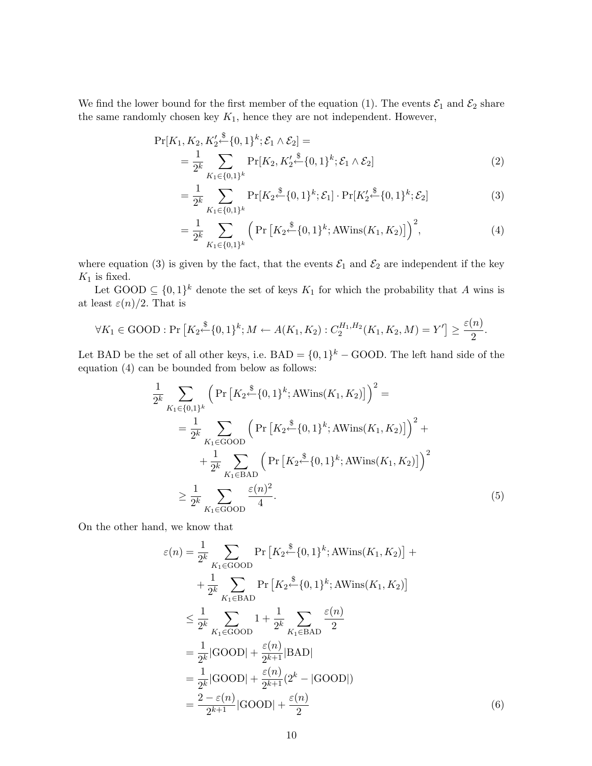We find the lower bound for the first member of the equation (1). The events $\mathcal{E}_1$ and $\mathcal{E}_2$ share the same randomly chosen key $K_1$, hence they are not independent. However,

$$
\begin{aligned}
\Pr[K_1, K_2, K_2' \xleftarrow{\$} \{0,1\}^k; \mathcal{E}_1 \wedge \mathcal{E}_2] = & \\
&= \frac{1}{2^k} \sum_{K_1 \in \{0,1\}^k} \Pr[K_2, K_2' \xleftarrow{\$} \{0,1\}^k; \mathcal{E}_1 \wedge \mathcal{E}_2] && (2)\\
&= \frac{1}{2^k} \sum_{K_1 \in \{0,1\}^k} \Pr[K_2 \xleftarrow{\$} \{0,1\}^k; \mathcal{E}_1] \cdot \Pr[K_2' \xleftarrow{\$} \{0,1\}^k; \mathcal{E}_2] && (3)\\
&= \frac{1}{2^k} \sum_{K_1 \in \{0,1\}^k} \Big( \Pr\left[K_2 \xleftarrow{\$} \{0,1\}^k; \text{AWins}(K_1, K_2)\right] \Big)^2, && (4)
\end{aligned}
$$

where equation (3) is given by the fact, that the events $\mathcal{E}_1$ and $\mathcal{E}_2$ are independent if the key $K_1$ is fixed.

Let GOOD $\subseteq \{0,1\}^k$ denote the set of keys $K_1$ for which the probability that $A$ wins is at least $\varepsilon(n)/2$. That is

$$
\forall K_1 \in \text{GOOD} : \Pr\left[K_2 \xleftarrow{\$} \{0,1\}^k; M \leftarrow A(K_1, K_2) : C_2^{H_1,H_2}(K_1, K_2, M) = Y'\right] \geq \frac{\varepsilon(n)}{2}.
$$

Let BAD be the set of all other keys, i.e. BAD $= \{0,1\}^k -$ GOOD. The left hand side of the equation (4) can be bounded from below as follows:

$$
\begin{aligned}
\frac{1}{2^k} \sum_{K_1 \in \{0,1\}^k} \Big( \Pr\left[K_2 \xleftarrow{\$} \{0,1\}^k; \text{AWins}(K_1, K_2)\right] \Big)^2 = & \\
&= \frac{1}{2^k} \sum_{K_1 \in \text{GOOD}} \Big( \Pr\left[K_2 \xleftarrow{\$} \{0,1\}^k; \text{AWins}(K_1, K_2)\right] \Big)^2 + \\
&\quad + \frac{1}{2^k} \sum_{K_1 \in \text{BAD}} \Big( \Pr\left[K_2 \xleftarrow{\$} \{0,1\}^k; \text{AWins}(K_1, K_2)\right] \Big)^2 \\
&\geq \frac{1}{2^k} \sum_{K_1 \in \text{GOOD}} \frac{\varepsilon(n)^2}{4}. && (5)
\end{aligned}
$$

On the other hand, we know that

$$
\begin{aligned}
\varepsilon(n) &= \frac{1}{2^k} \sum_{K_1 \in \text{GOOD}} \Pr\left[K_2 \xleftarrow{\$} \{0,1\}^k; \text{AWins}(K_1, K_2)\right] + \\
&\quad + \frac{1}{2^k} \sum_{K_1 \in \text{BAD}} \Pr\left[K_2 \xleftarrow{\$} \{0,1\}^k; \text{AWins}(K_1, K_2)\right] \\
&\leq \frac{1}{2^k} \sum_{K_1 \in \text{GOOD}} 1 + \frac{1}{2^k} \sum_{K_1 \in \text{BAD}} \frac{\varepsilon(n)}{2} \\
&= \frac{1}{2^k} |\text{GOOD}| + \frac{\varepsilon(n)}{2^{k+1}} |\text{BAD}| \\
&= \frac{1}{2^k} |\text{GOOD}| + \frac{\varepsilon(n)}{2^{k+1}} (2^k - |\text{GOOD}|) \\
&= \frac{2 - \varepsilon(n)}{2^{k+1}} |\text{GOOD}| + \frac{\varepsilon(n)}{2} && (6)
\end{aligned}
$$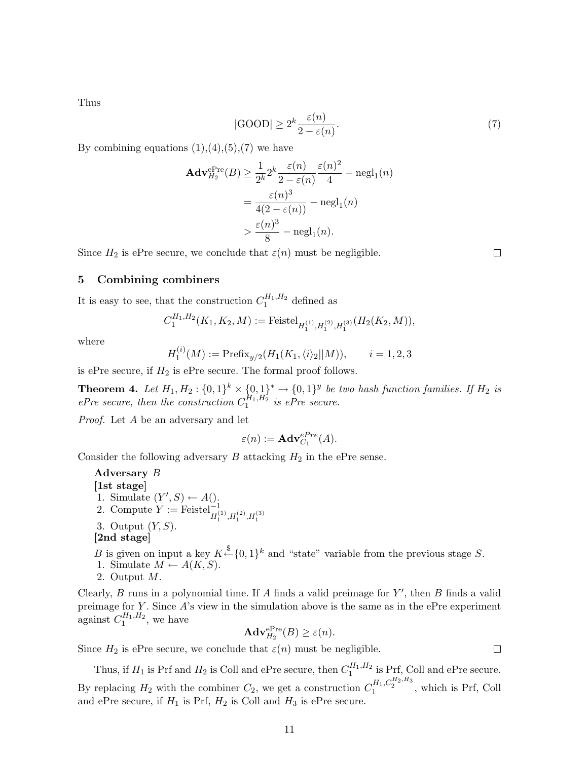Thus

$$|\text{GOOD}| \geq 2^k \frac{\varepsilon(n)}{2 - \varepsilon(n)}. \tag{7}$$

By combining equations (1),(4),(5),(7) we have

$$\begin{aligned}
\mathbf{Adv}_{H_2}^{\text{ePre}}(B) &\geq \frac{1}{2^k} 2^k \frac{\varepsilon(n)}{2 - \varepsilon(n)} \frac{\varepsilon(n)^2}{4} - \text{negl}_1(n) \\
&= \frac{\varepsilon(n)^3}{4(2 - \varepsilon(n))} - \text{negl}_1(n) \\
&> \frac{\varepsilon(n)^3}{8} - \text{negl}_1(n).
\end{aligned}$$

Since $H_2$ is ePre secure, we conclude that $\varepsilon(n)$ must be negligible. □

## 5 Combining combiners

It is easy to see, that the construction $C_1^{H_1,H_2}$ defined as

$$C_1^{H_1,H_2}(K_1, K_2, M) := \text{Feistel}_{H_1^{(1)},H_1^{(2)},H_1^{(3)}}(H_2(K_2, M)),$$

where

$$H_1^{(i)}(M) := \text{Prefix}_{y/2}(H_1(K_1, \langle i \rangle_2 || M)), \qquad i = 1, 2, 3$$

is ePre secure, if $H_2$ is ePre secure. The formal proof follows.

**Theorem 4.** *Let $H_1, H_2 : \{0,1\}^k \times \{0,1\}^* \to \{0,1\}^y$ be two hash function families. If $H_2$ is ePre secure, then the construction $C_1^{H_1,H_2}$ is ePre secure.*

*Proof.* Let $A$ be an adversary and let

$$\varepsilon(n) := \mathbf{Adv}_{C_1}^{ePre}(A).$$

Consider the following adversary $B$ attacking $H_2$ in the ePre sense.

**Adversary $B$**
**[1st stage]**
1. Simulate $(Y', S) \leftarrow A()$.
2. Compute $Y := \text{Feistel}^{-1}_{H_1^{(1)},H_1^{(2)},H_1^{(3)}}$
3. Output $(Y, S)$.

**[2nd stage]**
$B$ is given on input a key $K \xleftarrow{\$} \{0,1\}^k$ and "state" variable from the previous stage $S$.
1. Simulate $M \leftarrow A(K, S)$.
2. Output $M$.

Clearly, $B$ runs in a polynomial time. If $A$ finds a valid preimage for $Y'$, then $B$ finds a valid preimage for $Y$. Since $A$'s view in the simulation above is the same as in the ePre experiment against $C_1^{H_1,H_2}$, we have

$$\mathbf{Adv}_{H_2}^{\text{ePre}}(B) \geq \varepsilon(n).$$

Since $H_2$ is ePre secure, we conclude that $\varepsilon(n)$ must be negligible. □

Thus, if $H_1$ is Prf and $H_2$ is Coll and ePre secure, then $C_1^{H_1,H_2}$ is Prf, Coll and ePre secure. By replacing $H_2$ with the combiner $C_2$, we get a construction $C_1^{H_1,C_2^{H_2,H_3}}$, which is Prf, Coll and ePre secure, if $H_1$ is Prf, $H_2$ is Coll and $H_3$ is ePre secure.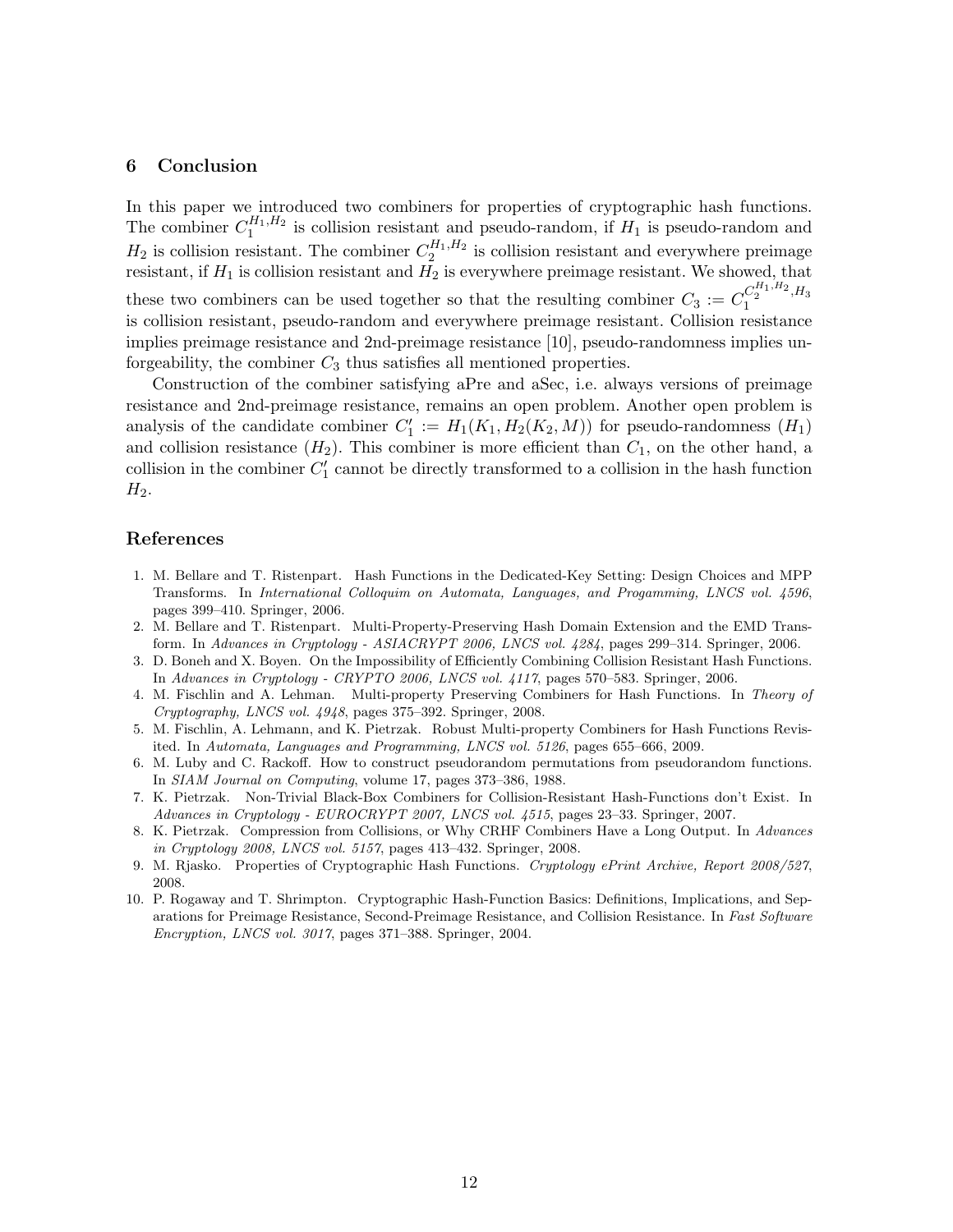## 6 Conclusion

In this paper we introduced two combiners for properties of cryptographic hash functions. The combiner $C_1^{H_1,H_2}$ is collision resistant and pseudo-random, if $H_1$ is pseudo-random and $H_2$ is collision resistant. The combiner $C_2^{H_1,H_2}$ is collision resistant and everywhere preimage resistant, if $H_1$ is collision resistant and $H_2$ is everywhere preimage resistant. We showed, that these two combiners can be used together so that the resulting combiner $C_3 := C_1^{C_2^{H_1,H_2},H_3}$ is collision resistant, pseudo-random and everywhere preimage resistant. Collision resistance implies preimage resistance and 2nd-preimage resistance [10], pseudo-randomness implies unforgeability, the combiner $C_3$ thus satisfies all mentioned properties.

Construction of the combiner satisfying aPre and aSec, i.e. always versions of preimage resistance and 2nd-preimage resistance, remains an open problem. Another open problem is analysis of the candidate combiner $C_1' := H_1(K_1, H_2(K_2, M))$ for pseudo-randomness ($H_1$) and collision resistance ($H_2$). This combiner is more efficient than $C_1$, on the other hand, a collision in the combiner $C_1'$ cannot be directly transformed to a collision in the hash function $H_2$.

## References

1. M. Bellare and T. Ristenpart. Hash Functions in the Dedicated-Key Setting: Design Choices and MPP Transforms. In *International Colloquim on Automata, Languages, and Progamming, LNCS vol. 4596*, pages 399–410. Springer, 2006.
2. M. Bellare and T. Ristenpart. Multi-Property-Preserving Hash Domain Extension and the EMD Transform. In *Advances in Cryptology - ASIACRYPT 2006, LNCS vol. 4284*, pages 299–314. Springer, 2006.
3. D. Boneh and X. Boyen. On the Impossibility of Efficiently Combining Collision Resistant Hash Functions. In *Advances in Cryptology - CRYPTO 2006, LNCS vol. 4117*, pages 570–583. Springer, 2006.
4. M. Fischlin and A. Lehman. Multi-property Preserving Combiners for Hash Functions. In *Theory of Cryptography, LNCS vol. 4948*, pages 375–392. Springer, 2008.
5. M. Fischlin, A. Lehmann, and K. Pietrzak. Robust Multi-property Combiners for Hash Functions Revisited. In *Automata, Languages and Programming, LNCS vol. 5126*, pages 655–666, 2009.
6. M. Luby and C. Rackoff. How to construct pseudorandom permutations from pseudorandom functions. In *SIAM Journal on Computing*, volume 17, pages 373–386, 1988.
7. K. Pietrzak. Non-Trivial Black-Box Combiners for Collision-Resistant Hash-Functions don't Exist. In *Advances in Cryptology - EUROCRYPT 2007, LNCS vol. 4515*, pages 23–33. Springer, 2007.
8. K. Pietrzak. Compression from Collisions, or Why CRHF Combiners Have a Long Output. In *Advances in Cryptology 2008, LNCS vol. 5157*, pages 413–432. Springer, 2008.
9. M. Rjasko. Properties of Cryptographic Hash Functions. *Cryptology ePrint Archive, Report 2008/527*, 2008.
10. P. Rogaway and T. Shrimpton. Cryptographic Hash-Function Basics: Definitions, Implications, and Separations for Preimage Resistance, Second-Preimage Resistance, and Collision Resistance. In *Fast Software Encryption, LNCS vol. 3017*, pages 371–388. Springer, 2004.